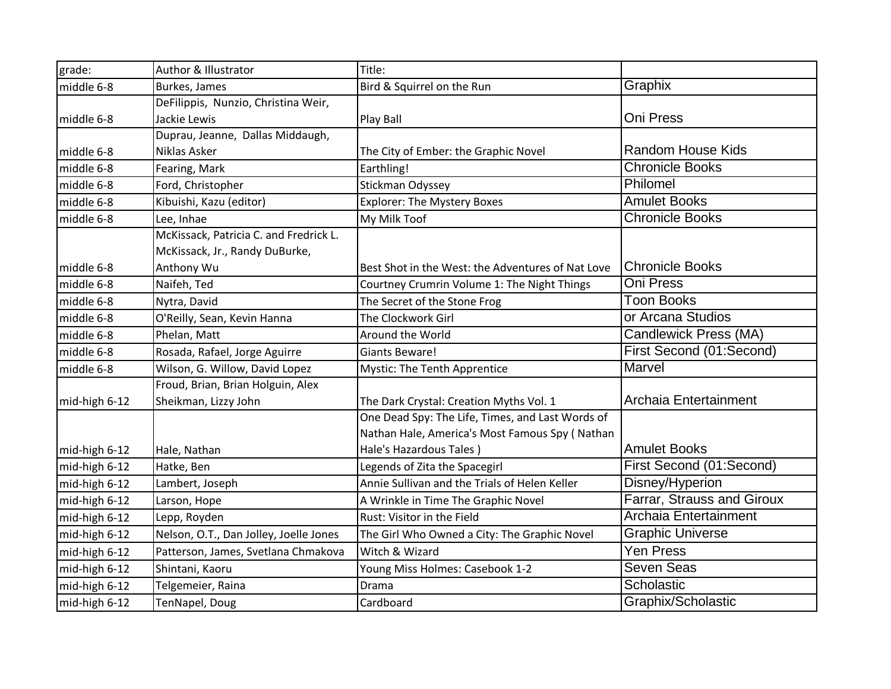| grade: | Author & Illustrator | Title: | |
|---|---|---|---|
| middle 6-8 | Burkes, James | Bird & Squirrel on the Run | Graphix |
| middle 6-8 | DeFilippis, Nunzio, Christina Weir, Jackie Lewis | Play Ball | Oni Press |
| middle 6-8 | Duprau, Jeanne, Dallas Middaugh, Niklas Asker | The City of Ember: the Graphic Novel | Random House Kids |
| middle 6-8 | Fearing, Mark | Earthling! | Chronicle Books |
| middle 6-8 | Ford, Christopher | Stickman Odyssey | Philomel |
| middle 6-8 | Kibuishi, Kazu (editor) | Explorer: The Mystery Boxes | Amulet Books |
| middle 6-8 | Lee, Inhae | My Milk Toof | Chronicle Books |
| middle 6-8 | McKissack, Patricia C. and Fredrick L. McKissack, Jr., Randy DuBurke, Anthony Wu | Best Shot in the West: the Adventures of Nat Love | Chronicle Books |
| middle 6-8 | Naifeh, Ted | Courtney Crumrin Volume 1: The Night Things | Oni Press |
| middle 6-8 | Nytra, David | The Secret of the Stone Frog | Toon Books |
| middle 6-8 | O'Reilly, Sean, Kevin Hanna | The Clockwork Girl | or Arcana Studios |
| middle 6-8 | Phelan, Matt | Around the World | Candlewick Press (MA) |
| middle 6-8 | Rosada, Rafael, Jorge Aguirre | Giants Beware! | First Second (01:Second) |
| middle 6-8 | Wilson, G. Willow, David Lopez | Mystic: The Tenth Apprentice | Marvel |
| mid-high 6-12 | Froud, Brian, Brian Holguin, Alex Sheikman, Lizzy John | The Dark Crystal: Creation Myths Vol. 1 | Archaia Entertainment |
| mid-high 6-12 | Hale, Nathan | One Dead Spy: The Life, Times, and Last Words of Nathan Hale, America's Most Famous Spy ( Nathan Hale's Hazardous Tales ) | Amulet Books |
| mid-high 6-12 | Hatke, Ben | Legends of Zita the Spacegirl | First Second (01:Second) |
| mid-high 6-12 | Lambert, Joseph | Annie Sullivan and the Trials of Helen Keller | Disney/Hyperion |
| mid-high 6-12 | Larson, Hope | A Wrinkle in Time The Graphic Novel | Farrar, Strauss and Giroux |
| mid-high 6-12 | Lepp, Royden | Rust: Visitor in the Field | Archaia Entertainment |
| mid-high 6-12 | Nelson, O.T., Dan Jolley, Joelle Jones | The Girl Who Owned a City: The Graphic Novel | Graphic Universe |
| mid-high 6-12 | Patterson, James, Svetlana Chmakova | Witch & Wizard | Yen Press |
| mid-high 6-12 | Shintani, Kaoru | Young Miss Holmes: Casebook 1-2 | Seven Seas |
| mid-high 6-12 | Telgemeier, Raina | Drama | Scholastic |
| mid-high 6-12 | TenNapel, Doug | Cardboard | Graphix/Scholastic |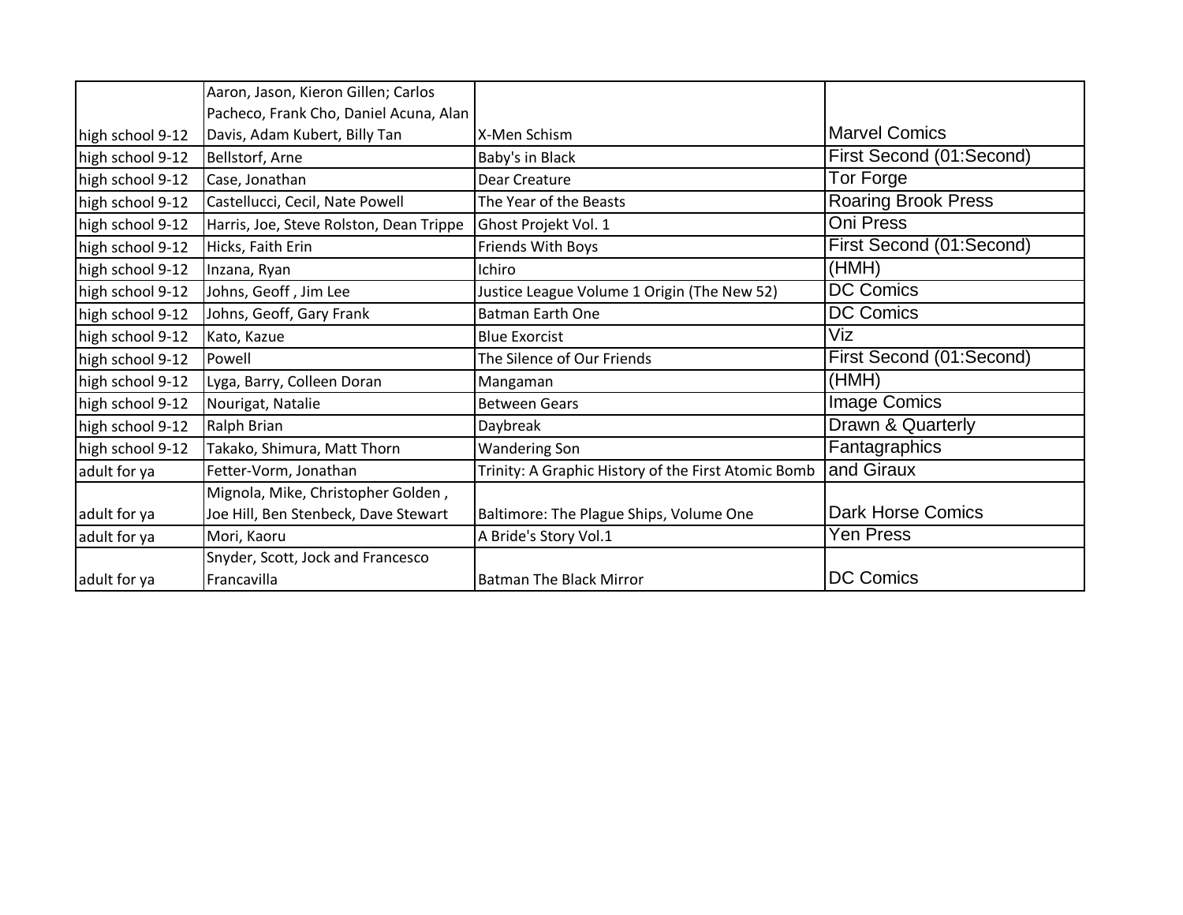| | | | |
|---|---|---|---|
| high school 9-12 | Aaron, Jason, Kieron Gillen; Carlos Pacheco, Frank Cho, Daniel Acuna, Alan Davis, Adam Kubert, Billy Tan | X-Men Schism | Marvel Comics |
| high school 9-12 | Bellstorf, Arne | Baby's in Black | First Second (01:Second) |
| high school 9-12 | Case, Jonathan | Dear Creature | Tor Forge |
| high school 9-12 | Castellucci, Cecil, Nate Powell | The Year of the Beasts | Roaring Brook Press |
| high school 9-12 | Harris, Joe, Steve Rolston, Dean Trippe | Ghost Projekt Vol. 1 | Oni Press |
| high school 9-12 | Hicks, Faith Erin | Friends With Boys | First Second (01:Second) |
| high school 9-12 | Inzana, Ryan | Ichiro | (HMH) |
| high school 9-12 | Johns, Geoff , Jim Lee | Justice League Volume 1 Origin (The New 52) | DC Comics |
| high school 9-12 | Johns, Geoff, Gary Frank | Batman Earth One | DC Comics |
| high school 9-12 | Kato, Kazue | Blue Exorcist | Viz |
| high school 9-12 | Powell | The Silence of Our Friends | First Second (01:Second) |
| high school 9-12 | Lyga, Barry, Colleen Doran | Mangaman | (HMH) |
| high school 9-12 | Nourigat, Natalie | Between Gears | Image Comics |
| high school 9-12 | Ralph Brian | Daybreak | Drawn & Quarterly |
| high school 9-12 | Takako, Shimura, Matt Thorn | Wandering Son | Fantagraphics |
| adult for ya | Fetter-Vorm, Jonathan | Trinity: A Graphic History of the First Atomic Bomb | and Giraux |
| adult for ya | Mignola, Mike, Christopher Golden , Joe Hill, Ben Stenbeck, Dave Stewart | Baltimore: The Plague Ships, Volume One | Dark Horse Comics |
| adult for ya | Mori, Kaoru | A Bride's Story Vol.1 | Yen Press |
| adult for ya | Snyder, Scott, Jock and Francesco Francavilla | Batman The Black Mirror | DC Comics |